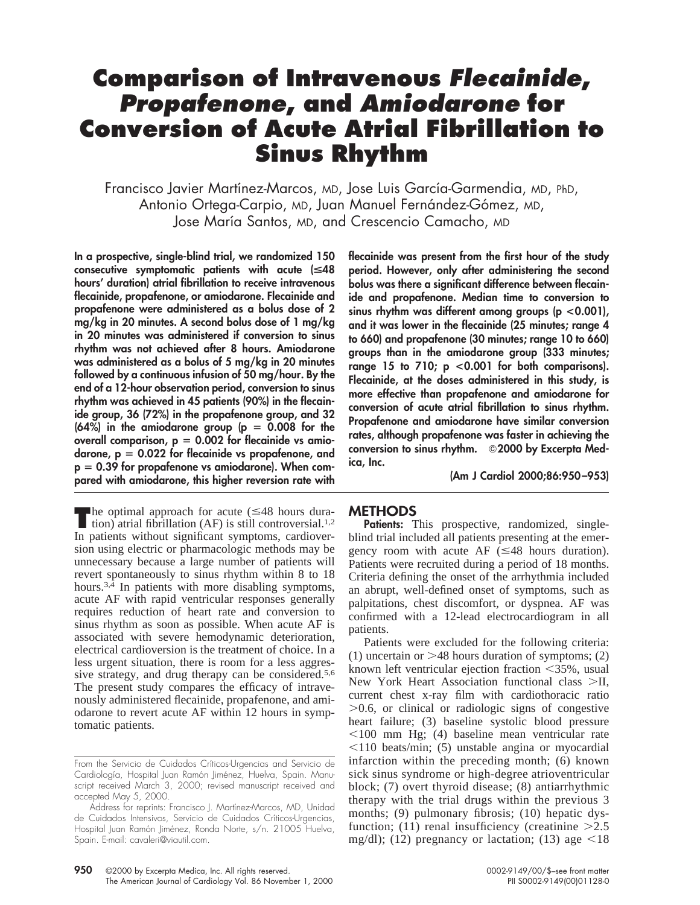# Comparison of Intravenous *Flecainide*, *Propafenone*, and *Amiodarone* for Conversion of Acute Atrial Fibrillation to Sinus Rhythm

Francisco Javier Martínez-Marcos, MD, Jose Luis García-Garmendia, MD, PhD, Antonio Ortega-Carpio, MD, Juan Manuel Fernández-Gómez, MD, Jose María Santos, MD, and Crescencio Camacho, MD

**In a prospective, single-blind trial, we randomized 150 consecutive symptomatic patients with acute (≤48 hours' duration) atrial fibrillation to receive intravenous flecainide, propafenone, or amiodarone. Flecainide and propafenone were administered as a bolus dose of 2 mg/kg in 20 minutes. A second bolus dose of 1 mg/kg in 20 minutes was administered if conversion to sinus rhythm was not achieved after 8 hours. Amiodarone was administered as a bolus of 5 mg/kg in 20 minutes followed by a continuous infusion of 50 mg/hour. By the end of a 12-hour observation period, conversion to sinus rhythm was achieved in 45 patients (90%) in the flecainide group, 36 (72%) in the propafenone group, and 32 (64%) in the amiodarone group ($p = 0.008$ for the overall comparison, $p = 0.002$ for flecainide vs amiodarone, $p = 0.022$ for flecainide vs propafenone, and $p = 0.39$ for propafenone vs amiodarone). When compared with amiodarone, this higher reversion rate with flecainide was present from the first hour of the study period. However, only after administering the second bolus was there a significant difference between flecainide and propafenone. Median time to conversion to sinus rhythm was different among groups ($p < 0.001$), and it was lower in the flecainide (25 minutes; range 4 to 660) and propafenone (30 minutes; range 10 to 660) groups than in the amiodarone group (333 minutes; range 15 to 710; $p < 0.001$ for both comparisons). Flecainide, at the doses administered in this study, is more effective than propafenone and amiodarone for conversion of acute atrial fibrillation to sinus rhythm. Propafenone and amiodarone have similar conversion rates, although propafenone was faster in achieving the conversion to sinus rhythm. ©2000 by Excerpta Medica, Inc.**

**(Am J Cardiol 2000;86:950–953)**

The optimal approach for acute (≤48 hours duration) atrial fibrillation (AF) is still controversial.[1,2] In patients without significant symptoms, cardioversion using electric or pharmacologic methods may be unnecessary because a large number of patients will revert spontaneously to sinus rhythm within 8 to 18 hours.[3,4] In patients with more disabling symptoms, acute AF with rapid ventricular responses generally requires reduction of heart rate and conversion to sinus rhythm as soon as possible. When acute AF is associated with severe hemodynamic deterioration, electrical cardioversion is the treatment of choice. In a less urgent situation, there is room for a less aggressive strategy, and drug therapy can be considered.[5,6] The present study compares the efficacy of intravenously administered flecainide, propafenone, and amiodarone to revert acute AF within 12 hours in symptomatic patients.

From the Servicio de Cuidados Críticos-Urgencias and Servicio de Cardiología, Hospital Juan Ramón Jiménez, Huelva, Spain. Manuscript received March 3, 2000; revised manuscript received and accepted May 5, 2000.

Address for reprints: Francisco J. Martínez-Marcos, MD, Unidad de Cuidados Intensivos, Servicio de Cuidados Críticos-Urgencias, Hospital Juan Ramón Jiménez, Ronda Norte, s/n. 21005 Huelva, Spain. E-mail: cavaleri@viautil.com.

## METHODS

**Patients:** This prospective, randomized, single-blind trial included all patients presenting at the emergency room with acute AF (≤48 hours duration). Patients were recruited during a period of 18 months. Criteria defining the onset of the arrhythmia included an abrupt, well-defined onset of symptoms, such as palpitations, chest discomfort, or dyspnea. AF was confirmed with a 12-lead electrocardiogram in all patients.

Patients were excluded for the following criteria: (1) uncertain or >48 hours duration of symptoms; (2) known left ventricular ejection fraction <35%, usual New York Heart Association functional class >II, current chest x-ray film with cardiothoracic ratio >0.6, or clinical or radiologic signs of congestive heart failure; (3) baseline systolic blood pressure <100 mm Hg; (4) baseline mean ventricular rate <110 beats/min; (5) unstable angina or myocardial infarction within the preceding month; (6) known sick sinus syndrome or high-degree atrioventricular block; (7) overt thyroid disease; (8) antiarrhythmic therapy with the trial drugs within the previous 3 months; (9) pulmonary fibrosis; (10) hepatic dysfunction; (11) renal insufficiency (creatinine >2.5 mg/dl); (12) pregnancy or lactation; (13) age <18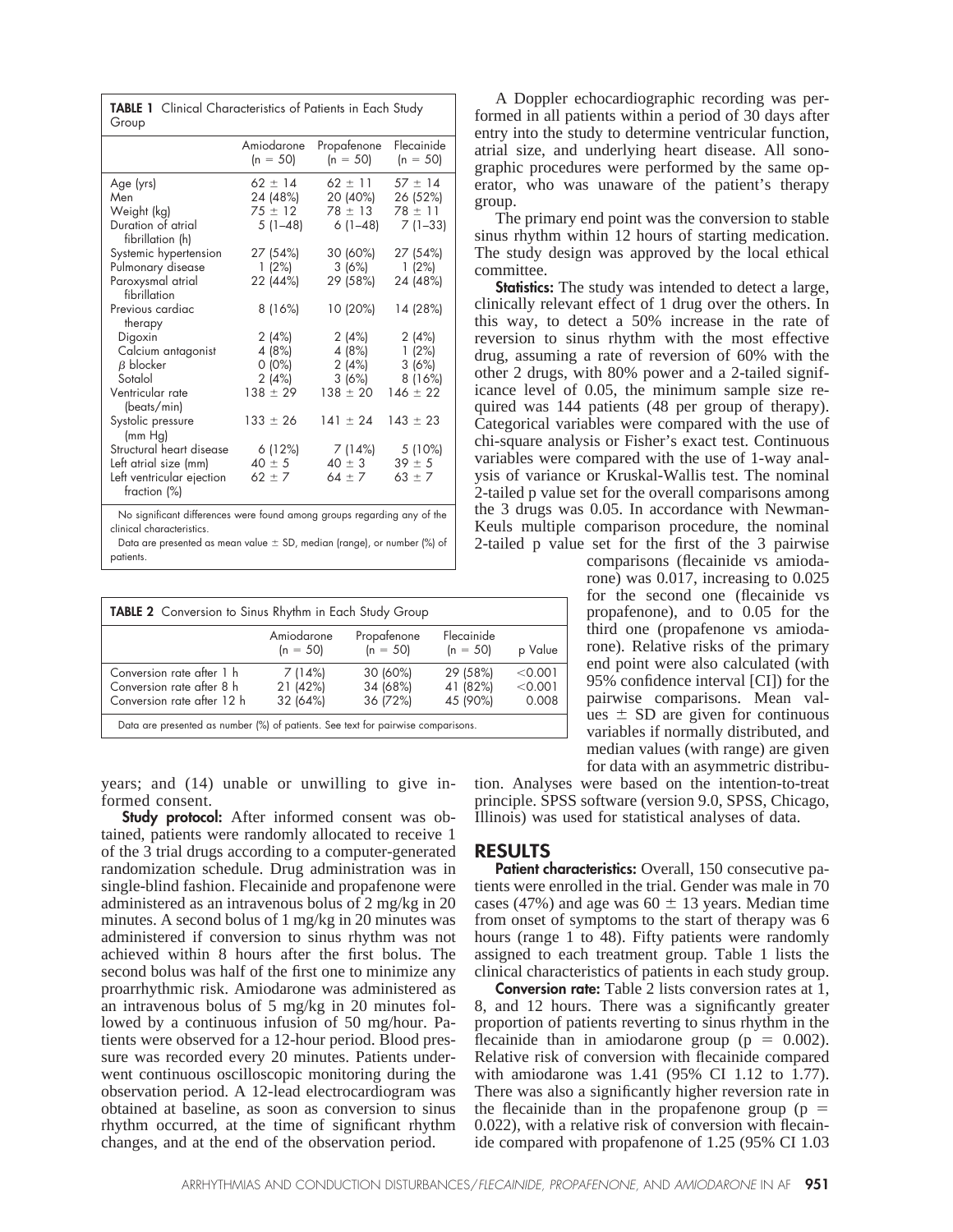**TABLE 1** Clinical Characteristics of Patients in Each Study Group

| | Amiodarone (n = 50) | Propafenone (n = 50) | Flecainide (n = 50) |
|---|---|---|---|
| Age (yrs) | 62 ± 14 | 62 ± 11 | 57 ± 14 |
| Men | 24 (48%) | 20 (40%) | 26 (52%) |
| Weight (kg) | 75 ± 12 | 78 ± 13 | 78 ± 11 |
| Duration of atrial fibrillation (h) | 5 (1–48) | 6 (1–48) | 7 (1–33) |
| Systemic hypertension | 27 (54%) | 30 (60%) | 27 (54%) |
| Pulmonary disease | 1 (2%) | 3 (6%) | 1 (2%) |
| Paroxysmal atrial fibrillation | 22 (44%) | 29 (58%) | 24 (48%) |
| Previous cardiac therapy | 8 (16%) | 10 (20%) | 14 (28%) |
| Digoxin | 2 (4%) | 2 (4%) | 2 (4%) |
| Calcium antagonist | 4 (8%) | 4 (8%) | 1 (2%) |
| β blocker | 0 (0%) | 2 (4%) | 3 (6%) |
| Sotalol | 2 (4%) | 3 (6%) | 8 (16%) |
| Ventricular rate (beats/min) | 138 ± 29 | 138 ± 20 | 146 ± 22 |
| Systolic pressure (mm Hg) | 133 ± 26 | 141 ± 24 | 143 ± 23 |
| Structural heart disease | 6 (12%) | 7 (14%) | 5 (10%) |
| Left atrial size (mm) | 40 ± 5 | 40 ± 3 | 39 ± 5 |
| Left ventricular ejection fraction (%) | 62 ± 7 | 64 ± 7 | 63 ± 7 |

No significant differences were found among groups regarding any of the clinical characteristics.

Data are presented as mean value ± SD, median (range), or number (%) of patients.

**TABLE 2** Conversion to Sinus Rhythm in Each Study Group

| | Amiodarone (n = 50) | Propafenone (n = 50) | Flecainide (n = 50) | p Value |
|---|---|---|---|---|
| Conversion rate after 1 h | 7 (14%) | 30 (60%) | 29 (58%) | <0.001 |
| Conversion rate after 8 h | 21 (42%) | 34 (68%) | 41 (82%) | <0.001 |
| Conversion rate after 12 h | 32 (64%) | 36 (72%) | 45 (90%) | 0.008 |

Data are presented as number (%) of patients. See text for pairwise comparisons.

years; and (14) unable or unwilling to give informed consent.

**Study protocol:** After informed consent was obtained, patients were randomly allocated to receive 1 of the 3 trial drugs according to a computer-generated randomization schedule. Drug administration was in single-blind fashion. Flecainide and propafenone were administered as an intravenous bolus of 2 mg/kg in 20 minutes. A second bolus of 1 mg/kg in 20 minutes was administered if conversion to sinus rhythm was not achieved within 8 hours after the first bolus. The second bolus was half of the first one to minimize any proarrhythmic risk. Amiodarone was administered as an intravenous bolus of 5 mg/kg in 20 minutes followed by a continuous infusion of 50 mg/hour. Patients were observed for a 12-hour period. Blood pressure was recorded every 20 minutes. Patients underwent continuous oscilloscopic monitoring during the observation period. A 12-lead electrocardiogram was obtained at baseline, as soon as conversion to sinus rhythm occurred, at the time of significant rhythm changes, and at the end of the observation period.

A Doppler echocardiographic recording was performed in all patients within a period of 30 days after entry into the study to determine ventricular function, atrial size, and underlying heart disease. All sonographic procedures were performed by the same operator, who was unaware of the patient's therapy group.

The primary end point was the conversion to stable sinus rhythm within 12 hours of starting medication. The study design was approved by the local ethical committee.

**Statistics:** The study was intended to detect a large, clinically relevant effect of 1 drug over the others. In this way, to detect a 50% increase in the rate of reversion to sinus rhythm with the most effective drug, assuming a rate of reversion of 60% with the other 2 drugs, with 80% power and a 2-tailed significance level of 0.05, the minimum sample size required was 144 patients (48 per group of therapy). Categorical variables were compared with the use of chi-square analysis or Fisher's exact test. Continuous variables were compared with the use of 1-way analysis of variance or Kruskal-Wallis test. The nominal 2-tailed p value set for the overall comparisons among the 3 drugs was 0.05. In accordance with Newman-Keuls multiple comparison procedure, the nominal 2-tailed p value set for the first of the 3 pairwise comparisons (flecainide vs amiodarone) was 0.017, increasing to 0.025 for the second one (flecainide vs propafenone), and to 0.05 for the third one (propafenone vs amiodarone). Relative risks of the primary end point were also calculated (with 95% confidence interval [CI]) for the pairwise comparisons. Mean values ± SD are given for continuous variables if normally distributed, and median values (with range) are given for data with an asymmetric distribution. Analyses were based on the intention-to-treat principle. SPSS software (version 9.0, SPSS, Chicago, Illinois) was used for statistical analyses of data.

## RESULTS

**Patient characteristics:** Overall, 150 consecutive patients were enrolled in the trial. Gender was male in 70 cases (47%) and age was 60 ± 13 years. Median time from onset of symptoms to the start of therapy was 6 hours (range 1 to 48). Fifty patients were randomly assigned to each treatment group. Table 1 lists the clinical characteristics of patients in each study group.

**Conversion rate:** Table 2 lists conversion rates at 1, 8, and 12 hours. There was a significantly greater proportion of patients reverting to sinus rhythm in the flecainide than in amiodarone group (p = 0.002). Relative risk of conversion with flecainide compared with amiodarone was 1.41 (95% CI 1.12 to 1.77). There was also a significantly higher reversion rate in the flecainide than in the propafenone group (p = 0.022), with a relative risk of conversion with flecainide compared with propafenone of 1.25 (95% CI 1.03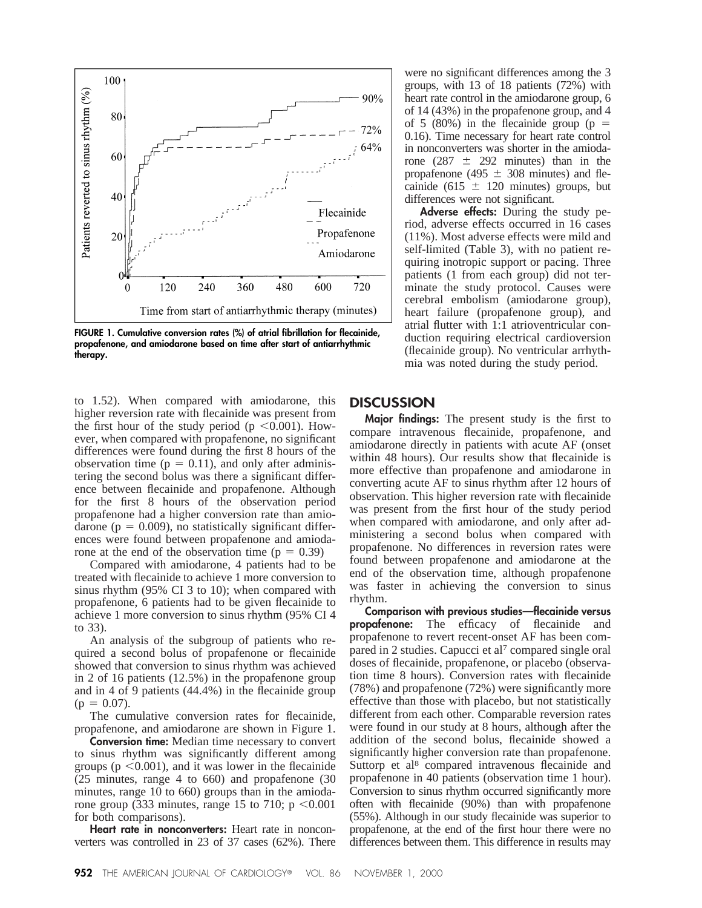FIGURE 1. Cumulative conversion rates (%) of atrial fibrillation for flecainide, propafenone, and amiodarone based on time after start of antiarrhythmic therapy.

to 1.52). When compared with amiodarone, this higher reversion rate with flecainide was present from the first hour of the study period ($p < 0.001$). However, when compared with propafenone, no significant differences were found during the first 8 hours of the observation time ($p = 0.11$), and only after administering the second bolus was there a significant difference between flecainide and propafenone. Although for the first 8 hours of the observation period propafenone had a higher conversion rate than amiodarone ($p = 0.009$), no statistically significant differences were found between propafenone and amiodarone at the end of the observation time ($p = 0.39$)

Compared with amiodarone, 4 patients had to be treated with flecainide to achieve 1 more conversion to sinus rhythm (95% CI 3 to 10); when compared with propafenone, 6 patients had to be given flecainide to achieve 1 more conversion to sinus rhythm (95% CI 4 to 33).

An analysis of the subgroup of patients who required a second bolus of propafenone or flecainide showed that conversion to sinus rhythm was achieved in 2 of 16 patients (12.5%) in the propafenone group and in 4 of 9 patients (44.4%) in the flecainide group ($p = 0.07$).

The cumulative conversion rates for flecainide, propafenone, and amiodarone are shown in Figure 1.

**Conversion time:** Median time necessary to convert to sinus rhythm was significantly different among groups ($p < 0.001$), and it was lower in the flecainide (25 minutes, range 4 to 660) and propafenone (30 minutes, range 10 to 660) groups than in the amiodarone group (333 minutes, range 15 to 710; $p < 0.001$ for both comparisons).

**Heart rate in nonconverters:** Heart rate in nonconverters was controlled in 23 of 37 cases (62%). There were no significant differences among the 3 groups, with 13 of 18 patients (72%) with heart rate control in the amiodarone group, 6 of 14 (43%) in the propafenone group, and 4 of 5 (80%) in the flecainide group ($p = 0.16$). Time necessary for heart rate control in nonconverters was shorter in the amiodarone ($287 \pm 292$ minutes) than in the propafenone ($495 \pm 308$ minutes) and flecainide ($615 \pm 120$ minutes) groups, but differences were not significant.

**Adverse effects:** During the study period, adverse effects occurred in 16 cases (11%). Most adverse effects were mild and self-limited (Table 3), with no patient requiring inotropic support or pacing. Three patients (1 from each group) did not terminate the study protocol. Causes were cerebral embolism (amiodarone group), heart failure (propafenone group), and atrial flutter with 1:1 atrioventricular conduction requiring electrical cardioversion (flecainide group). No ventricular arrhythmia was noted during the study period.

## DISCUSSION

**Major findings:** The present study is the first to compare intravenous flecainide, propafenone, and amiodarone directly in patients with acute AF (onset within 48 hours). Our results show that flecainide is more effective than propafenone and amiodarone in converting acute AF to sinus rhythm after 12 hours of observation. This higher reversion rate with flecainide was present from the first hour of the study period when compared with amiodarone, and only after administering a second bolus when compared with propafenone. No differences in reversion rates were found between propafenone and amiodarone at the end of the observation time, although propafenone was faster in achieving the conversion to sinus rhythm.

**Comparison with previous studies—flecainide versus propafenone:** The efficacy of flecainide and propafenone to revert recent-onset AF has been compared in 2 studies. Capucci et al[7] compared single oral doses of flecainide, propafenone, or placebo (observation time 8 hours). Conversion rates with flecainide (78%) and propafenone (72%) were significantly more effective than those with placebo, but not statistically different from each other. Comparable reversion rates were found in our study at 8 hours, although after the addition of the second bolus, flecainide showed a significantly higher conversion rate than propafenone. Suttorp et al[8] compared intravenous flecainide and propafenone in 40 patients (observation time 1 hour). Conversion to sinus rhythm occurred significantly more often with flecainide (90%) than with propafenone (55%). Although in our study flecainide was superior to propafenone, at the end of the first hour there were no differences between them. This difference in results may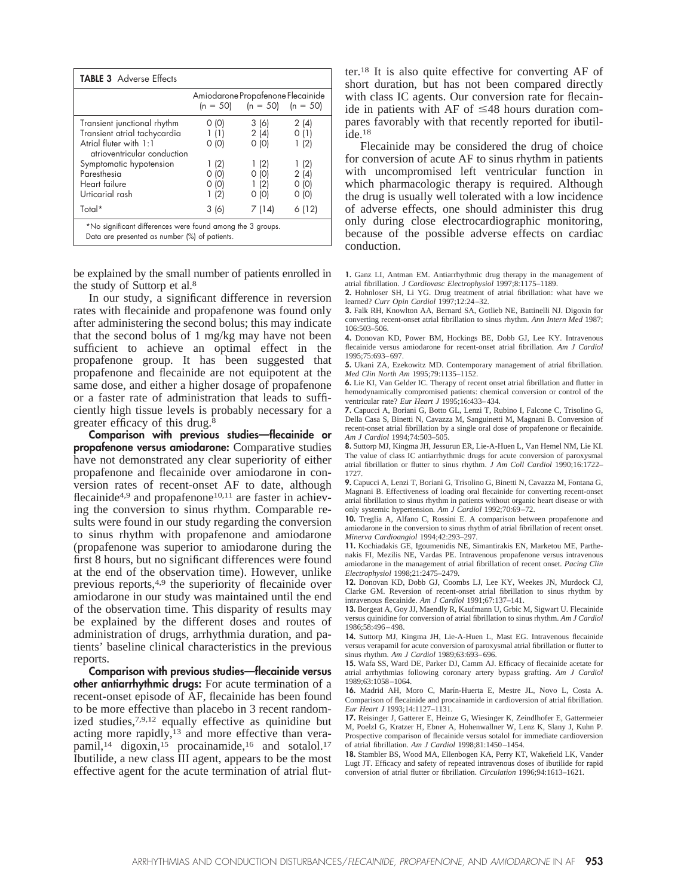**TABLE 3** Adverse Effects

| | Amiodarone (n = 50) | Propafenone (n = 50) | Flecainide (n = 50) |
|---|---|---|---|
| Transient junctional rhythm | 0 (0) | 3 (6) | 2 (4) |
| Transient atrial tachycardia | 1 (1) | 2 (4) | 0 (1) |
| Atrial fluter with 1:1 atrioventricular conduction | 0 (0) | 0 (0) | 1 (2) |
| Symptomatic hypotension | 1 (2) | 1 (2) | 1 (2) |
| Paresthesia | 0 (0) | 0 (0) | 2 (4) |
| Heart failure | 0 (0) | 1 (2) | 0 (0) |
| Urticarial rash | 1 (2) | 0 (0) | 0 (0) |
| Total* | 3 (6) | 7 (14) | 6 (12) |

*No significant differences were found among the 3 groups.
Data are presented as number (%) of patients.

be explained by the small number of patients enrolled in the study of Suttorp et al.[8]

In our study, a significant difference in reversion rates with flecainide and propafenone was found only after administering the second bolus; this may indicate that the second bolus of 1 mg/kg may have not been sufficient to achieve an optimal effect in the propafenone group. It has been suggested that propafenone and flecainide are not equipotent at the same dose, and either a higher dosage of propafenone or a faster rate of administration that leads to sufficiently high tissue levels is probably necessary for a greater efficacy of this drug.[8]

**Comparison with previous studies—flecainide or propafenone versus amiodarone:** Comparative studies have not demonstrated any clear superiority of either propafenone and flecainide over amiodarone in conversion rates of recent-onset AF to date, although flecainide[4,9] and propafenone[10,11] are faster in achieving the conversion to sinus rhythm. Comparable results were found in our study regarding the conversion to sinus rhythm with propafenone and amiodarone (propafenone was superior to amiodarone during the first 8 hours, but no significant differences were found at the end of the observation time). However, unlike previous reports,[4,9] the superiority of flecainide over amiodarone in our study was maintained until the end of the observation time. This disparity of results may be explained by the different doses and routes of administration of drugs, arrhythmia duration, and patients' baseline clinical characteristics in the previous reports.

**Comparison with previous studies—flecainide versus other antiarrhythmic drugs:** For acute termination of a recent-onset episode of AF, flecainide has been found to be more effective than placebo in 3 recent randomized studies,[7,9,12] equally effective as quinidine but acting more rapidly,[13] and more effective than verapamil,[14] digoxin,[15] procainamide,[16] and sotalol.[17] Ibutilide, a new class III agent, appears to be the most effective agent for the acute termination of atrial flutter.[18] It is also quite effective for converting AF of short duration, but has not been compared directly with class IC agents. Our conversion rate for flecainide in patients with AF of $\leq$48 hours duration compares favorably with that recently reported for ibutilide.[18]

Flecainide may be considered the drug of choice for conversion of acute AF to sinus rhythm in patients with uncompromised left ventricular function in which pharmacologic therapy is required. Although the drug is usually well tolerated with a low incidence of adverse effects, one should administer this drug only during close electrocardiographic monitoring, because of the possible adverse effects on cardiac conduction.

**1.** Ganz LI, Antman EM. Antiarrhythmic drug therapy in the management of atrial fibrillation. *J Cardiovasc Electrophysiol* 1997;8:1175–1189.

**2.** Hohnloser SH, Li YG. Drug treatment of atrial fibrillation: what have we learned? *Curr Opin Cardiol* 1997;12:24–32.

**3.** Falk RH, Knowlton AA, Bernard SA, Gotlieb NE, Battinelli NJ. Digoxin for converting recent-onset atrial fibrillation to sinus rhythm. *Ann Intern Med* 1987;106:503–506.

**4.** Donovan KD, Power BM, Hockings BE, Dobb GJ, Lee KY. Intravenous flecainide versus amiodarone for recent-onset atrial fibrillation. *Am J Cardiol* 1995;75:693–697.

**5.** Ukani ZA, Ezekowitz MD. Contemporary management of atrial fibrillation. *Med Clin North Am* 1995;79:1135–1152.

**6.** Lie KI, Van Gelder IC. Therapy of recent onset atrial fibrillation and flutter in hemodynamically compromised patients: chemical conversion or control of the ventricular rate? *Eur Heart J* 1995;16:433–434.

**7.** Capucci A, Boriani G, Botto GL, Lenzi T, Rubino I, Falcone C, Trisolino G, Della Casa S, Binetti N, Cavazza M, Sanguinetti M, Magnani B. Conversion of recent-onset atrial fibrillation by a single oral dose of propafenone or flecainide. *Am J Cardiol* 1994;74:503–505.

**8.** Suttorp MJ, Kingma JH, Jessurun ER, Lie-A-Huen L, Van Hemel NM, Lie KI. The value of class IC antiarrhythmic drugs for acute conversion of paroxysmal atrial fibrillation or flutter to sinus rhythm. *J Am Coll Cardiol* 1990;16:1722–1727.

**9.** Capucci A, Lenzi T, Boriani G, Trisolino G, Binetti N, Cavazza M, Fontana G, Magnani B. Effectiveness of loading oral flecainide for converting recent-onset atrial fibrillation to sinus rhythm in patients without organic heart disease or with only systemic hypertension. *Am J Cardiol* 1992;70:69–72.

**10.** Treglia A, Alfano C, Rossini E. A comparison between propafenone and amiodarone in the conversion to sinus rhythm of atrial fibrillation of recent onset. *Minerva Cardioangiol* 1994;42:293–297.

**11.** Kochiadakis GE, Igoumenidis NE, Simantirakis EN, Marketou ME, Parthenakis FI, Mezilis NE, Vardas PE. Intravenous propafenone versus intravenous amiodarone in the management of atrial fibrillation of recent onset. *Pacing Clin Electrophysiol* 1998;21:2475–2479.

**12.** Donovan KD, Dobb GJ, Coombs LJ, Lee KY, Weekes JN, Murdock CJ, Clarke GM. Reversion of recent-onset atrial fibrillation to sinus rhythm by intravenous flecainide. *Am J Cardiol* 1991;67:137–141.

**13.** Borgeat A, Goy JJ, Maendly R, Kaufmann U, Grbic M, Sigwart U. Flecainide versus quinidine for conversion of atrial fibrillation to sinus rhythm. *Am J Cardiol* 1986;58:496–498.

**14.** Suttorp MJ, Kingma JH, Lie-A-Huen L, Mast EG. Intravenous flecainide versus verapamil for acute conversion of paroxysmal atrial fibrillation or flutter to sinus rhythm. *Am J Cardiol* 1989;63:693–696.

**15.** Wafa SS, Ward DE, Parker DJ, Camm AJ. Efficacy of flecainide acetate for atrial arrhythmias following coronary artery bypass grafting. *Am J Cardiol* 1989;63:1058–1064.

**16.** Madrid AH, Moro C, Marín-Huerta E, Mestre JL, Novo L, Costa A. Comparison of flecainide and procainamide in cardioversion of atrial fibrillation. *Eur Heart J* 1993;14:1127–1131.

**17.** Reisinger J, Gatterer E, Heinze G, Wiesinger K, Zeindlhofer E, Gattermeier M, Poelzl G, Kratzer H, Ebner A, Hohenwallner W, Lenz K, Slany J, Kuhn P. Prospective comparison of flecainide versus sotalol for immediate cardioversion of atrial fibrillation. *Am J Cardiol* 1998;81:1450–1454.

**18.** Stambler BS, Wood MA, Ellenbogen KA, Perry KT, Wakefield LK, Vander Lugt JT. Efficacy and safety of repeated intravenous doses of ibutilide for rapid conversion of atrial flutter or fibrillation. *Circulation* 1996;94:1613–1621.